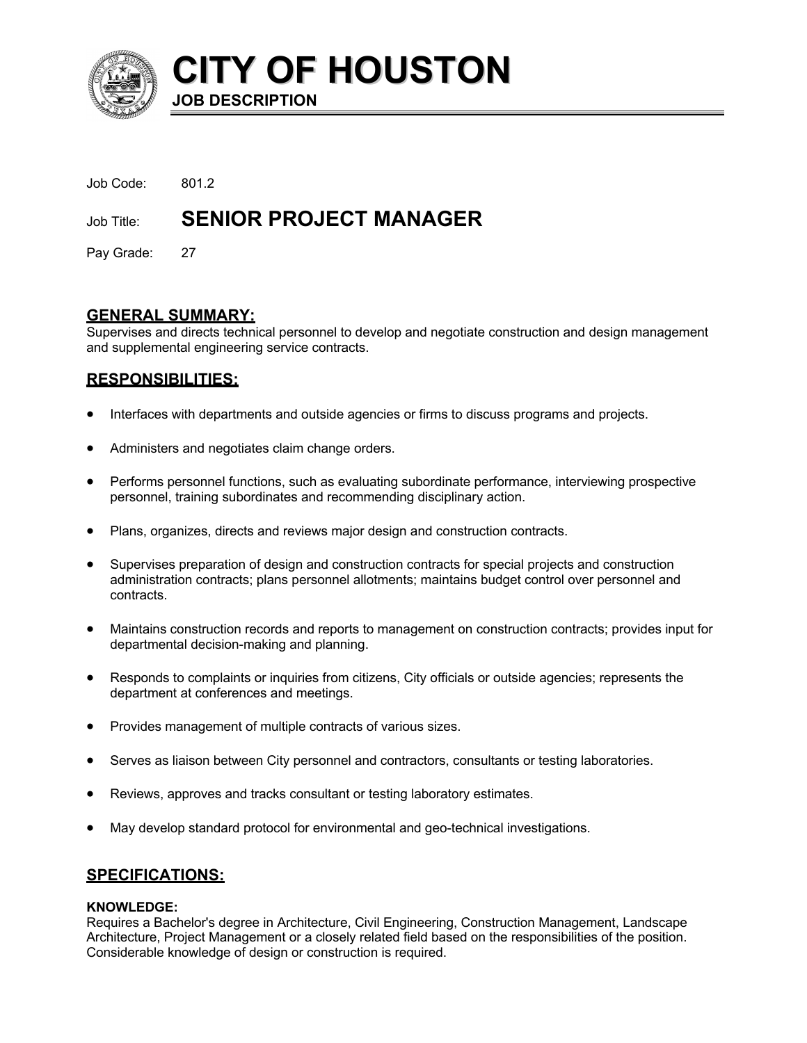# CITY OF HOUSTON

**JOB DESCRIPTION**

Job Code: 801.2

Job Title: **SENIOR PROJECT MANAGER**

Pay Grade: 27

## GENERAL SUMMARY:

Supervises and directs technical personnel to develop and negotiate construction and design management and supplemental engineering service contracts.

## RESPONSIBILITIES:

- Interfaces with departments and outside agencies or firms to discuss programs and projects.
- Administers and negotiates claim change orders.
- Performs personnel functions, such as evaluating subordinate performance, interviewing prospective personnel, training subordinates and recommending disciplinary action.
- Plans, organizes, directs and reviews major design and construction contracts.
- Supervises preparation of design and construction contracts for special projects and construction administration contracts; plans personnel allotments; maintains budget control over personnel and contracts.
- Maintains construction records and reports to management on construction contracts; provides input for departmental decision-making and planning.
- Responds to complaints or inquiries from citizens, City officials or outside agencies; represents the department at conferences and meetings.
- Provides management of multiple contracts of various sizes.
- Serves as liaison between City personnel and contractors, consultants or testing laboratories.
- Reviews, approves and tracks consultant or testing laboratory estimates.
- May develop standard protocol for environmental and geo-technical investigations.

## SPECIFICATIONS:

**KNOWLEDGE:**

Requires a Bachelor's degree in Architecture, Civil Engineering, Construction Management, Landscape Architecture, Project Management or a closely related field based on the responsibilities of the position. Considerable knowledge of design or construction is required.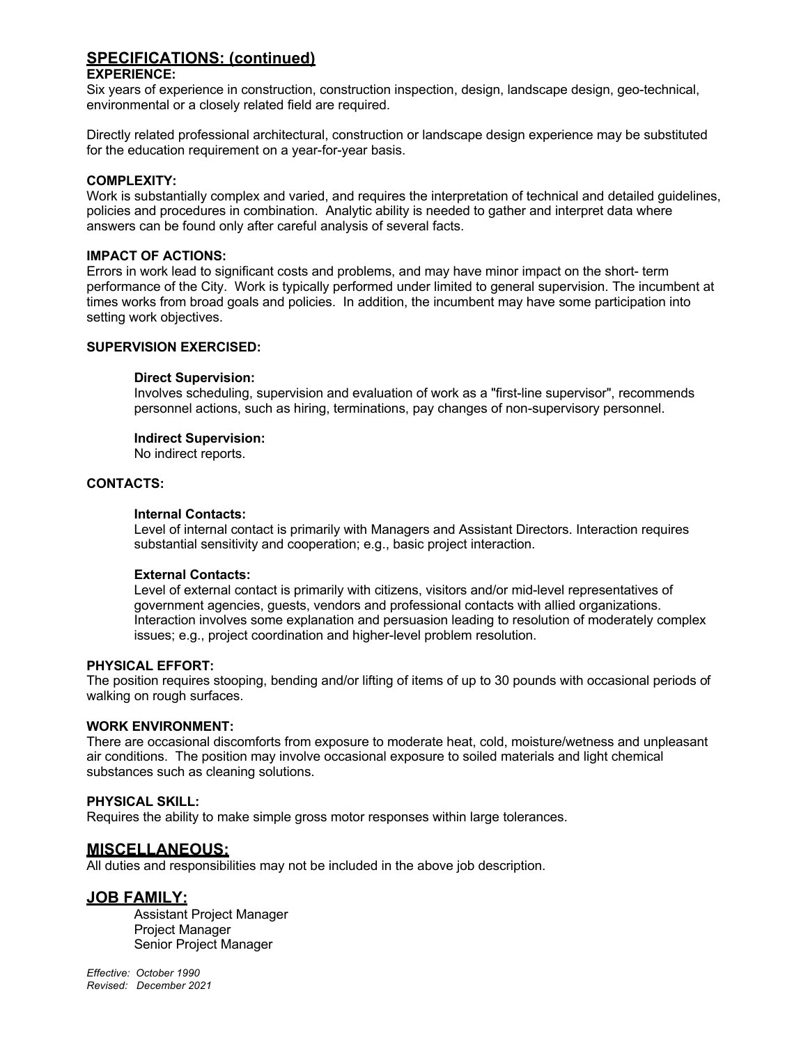## SPECIFICATIONS: (continued)

**EXPERIENCE:**
Six years of experience in construction, construction inspection, design, landscape design, geo-technical, environmental or a closely related field are required.

Directly related professional architectural, construction or landscape design experience may be substituted for the education requirement on a year-for-year basis.

**COMPLEXITY:**
Work is substantially complex and varied, and requires the interpretation of technical and detailed guidelines, policies and procedures in combination. Analytic ability is needed to gather and interpret data where answers can be found only after careful analysis of several facts.

**IMPACT OF ACTIONS:**
Errors in work lead to significant costs and problems, and may have minor impact on the short- term performance of the City. Work is typically performed under limited to general supervision. The incumbent at times works from broad goals and policies. In addition, the incumbent may have some participation into setting work objectives.

**SUPERVISION EXERCISED:**

**Direct Supervision:**
Involves scheduling, supervision and evaluation of work as a "first-line supervisor", recommends personnel actions, such as hiring, terminations, pay changes of non-supervisory personnel.

**Indirect Supervision:**
No indirect reports.

**CONTACTS:**

**Internal Contacts:**
Level of internal contact is primarily with Managers and Assistant Directors. Interaction requires substantial sensitivity and cooperation; e.g., basic project interaction.

**External Contacts:**
Level of external contact is primarily with citizens, visitors and/or mid-level representatives of government agencies, guests, vendors and professional contacts with allied organizations. Interaction involves some explanation and persuasion leading to resolution of moderately complex issues; e.g., project coordination and higher-level problem resolution.

**PHYSICAL EFFORT:**
The position requires stooping, bending and/or lifting of items of up to 30 pounds with occasional periods of walking on rough surfaces.

**WORK ENVIRONMENT:**
There are occasional discomforts from exposure to moderate heat, cold, moisture/wetness and unpleasant air conditions. The position may involve occasional exposure to soiled materials and light chemical substances such as cleaning solutions.

**PHYSICAL SKILL:**
Requires the ability to make simple gross motor responses within large tolerances.

## MISCELLANEOUS:

All duties and responsibilities may not be included in the above job description.

## JOB FAMILY:

Assistant Project Manager
Project Manager
Senior Project Manager

*Effective: October 1990*
*Revised: December 2021*